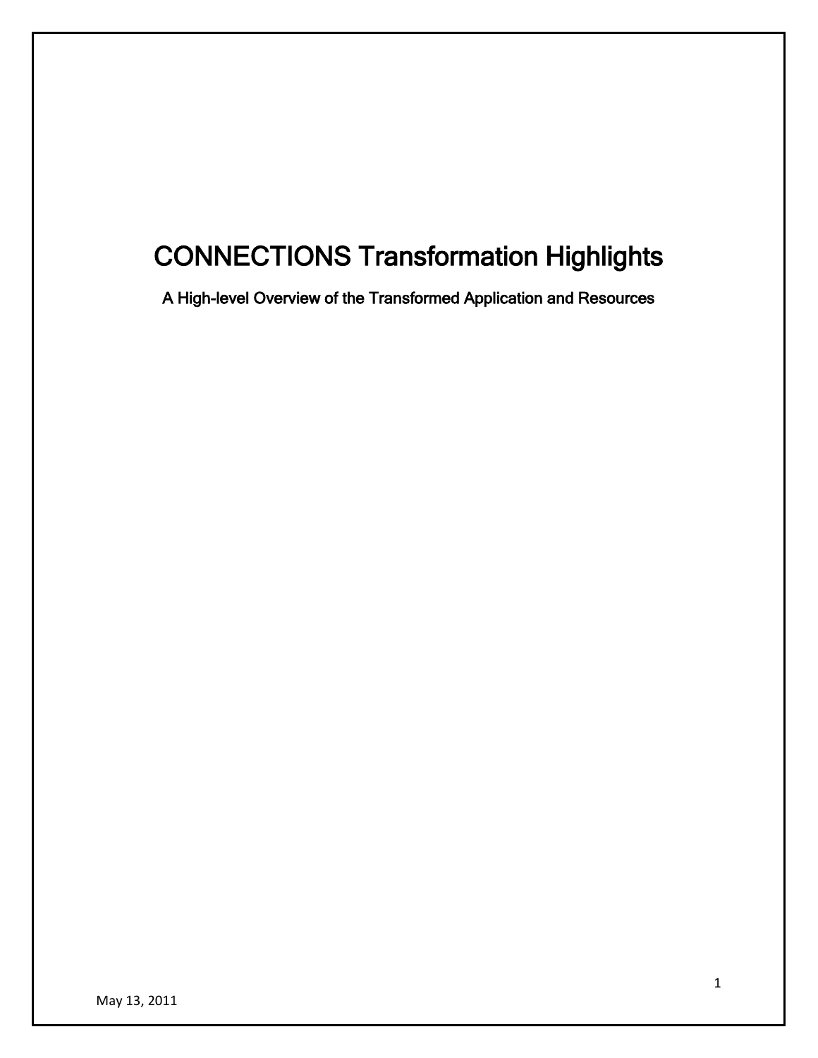# CONNECTIONS Transformation Highlights

## A High-level Overview of the Transformed Application and Resources

May 13, 2011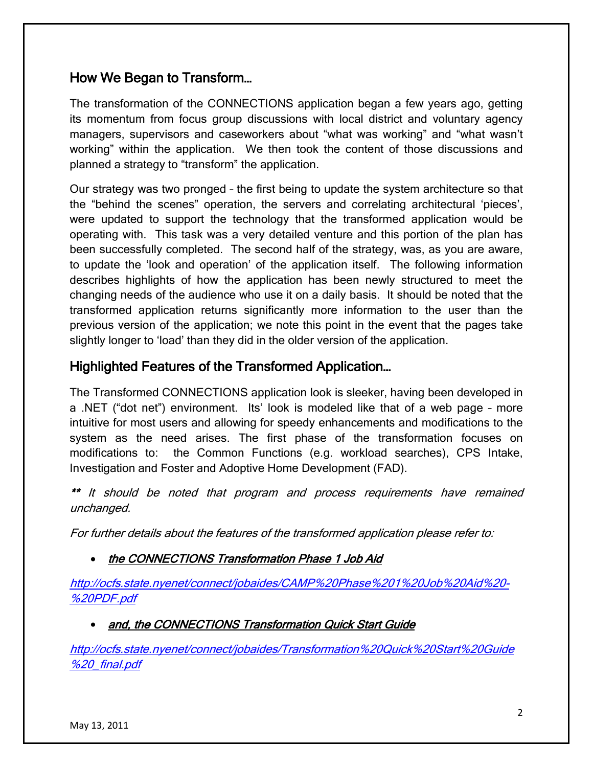## How We Began to Transform…

The transformation of the CONNECTIONS application began a few years ago, getting its momentum from focus group discussions with local district and voluntary agency managers, supervisors and caseworkers about "what was working" and "what wasn't working" within the application. We then took the content of those discussions and planned a strategy to "transform" the application.

Our strategy was two pronged – the first being to update the system architecture so that the "behind the scenes" operation, the servers and correlating architectural 'pieces', were updated to support the technology that the transformed application would be operating with. This task was a very detailed venture and this portion of the plan has been successfully completed. The second half of the strategy, was, as you are aware, to update the 'look and operation' of the application itself. The following information describes highlights of how the application has been newly structured to meet the changing needs of the audience who use it on a daily basis. It should be noted that the transformed application returns significantly more information to the user than the previous version of the application; we note this point in the event that the pages take slightly longer to 'load' than they did in the older version of the application.

## Highlighted Features of the Transformed Application…

The Transformed CONNECTIONS application look is sleeker, having been developed in a .NET ("dot net") environment. Its' look is modeled like that of a web page – more intuitive for most users and allowing for speedy enhancements and modifications to the system as the need arises. The first phase of the transformation focuses on modifications to: the Common Functions (e.g. workload searches), CPS Intake, Investigation and Foster and Adoptive Home Development (FAD).

*\*\* It should be noted that program and process requirements have remained unchanged.*

*For further details about the features of the transformed application please refer to:*

- ***the CONNECTIONS Transformation Phase 1 Job Aid***

*http://ocfs.state.nyenet/connect/jobaides/CAMP%20Phase%201%20Job%20Aid%20-%20PDF.pdf*

- ***and, the CONNECTIONS Transformation Quick Start Guide***

*http://ocfs.state.nyenet/connect/jobaides/Transformation%20Quick%20Start%20Guide%20_final.pdf*

May 13, 2011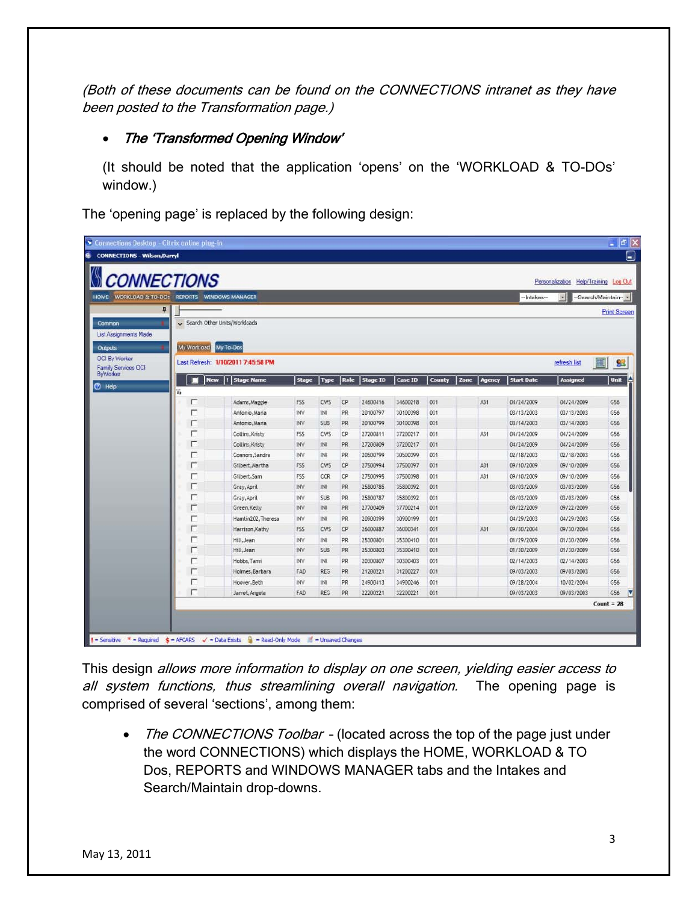*(Both of these documents can be found on the CONNECTIONS intranet as they have been posted to the Transformation page.)*

- ***The 'Transformed Opening Window'***

  (It should be noted that the application 'opens' on the 'WORKLOAD & TO-DOs' window.)

The 'opening page' is replaced by the following design:

This design *allows more information to display on one screen, yielding easier access to all system functions, thus streamlining overall navigation.* The opening page is comprised of several 'sections', among them:

- *The CONNECTIONS Toolbar* – (located across the top of the page just under the word CONNECTIONS) which displays the HOME, WORKLOAD & TO Dos, REPORTS and WINDOWS MANAGER tabs and the Intakes and Search/Maintain drop-downs.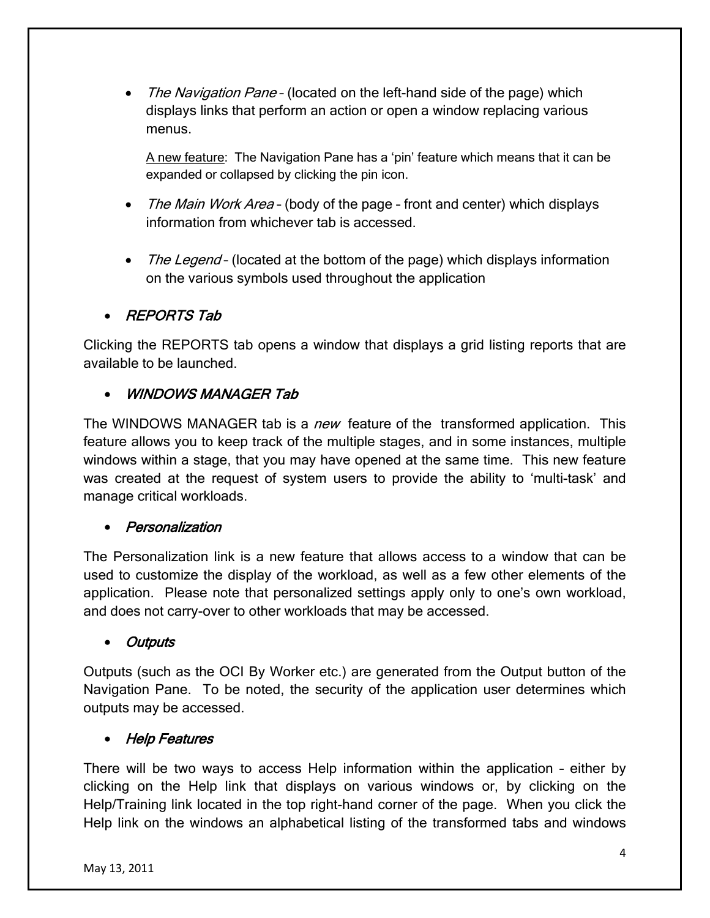- *The Navigation Pane* – (located on the left-hand side of the page) which displays links that perform an action or open a window replacing various menus.

  A new feature: The Navigation Pane has a 'pin' feature which means that it can be expanded or collapsed by clicking the pin icon.

- *The Main Work Area* – (body of the page – front and center) which displays information from whichever tab is accessed.

- *The Legend* – (located at the bottom of the page) which displays information on the various symbols used throughout the application

- ***REPORTS Tab***

Clicking the REPORTS tab opens a window that displays a grid listing reports that are available to be launched.

- ***WINDOWS MANAGER Tab***

The WINDOWS MANAGER tab is a *new* feature of the transformed application. This feature allows you to keep track of the multiple stages, and in some instances, multiple windows within a stage, that you may have opened at the same time. This new feature was created at the request of system users to provide the ability to 'multi-task' and manage critical workloads.

- ***Personalization***

The Personalization link is a new feature that allows access to a window that can be used to customize the display of the workload, as well as a few other elements of the application. Please note that personalized settings apply only to one's own workload, and does not carry-over to other workloads that may be accessed.

- ***Outputs***

Outputs (such as the OCI By Worker etc.) are generated from the Output button of the Navigation Pane. To be noted, the security of the application user determines which outputs may be accessed.

- ***Help Features***

There will be two ways to access Help information within the application – either by clicking on the Help link that displays on various windows or, by clicking on the Help/Training link located in the top right-hand corner of the page. When you click the Help link on the windows an alphabetical listing of the transformed tabs and windows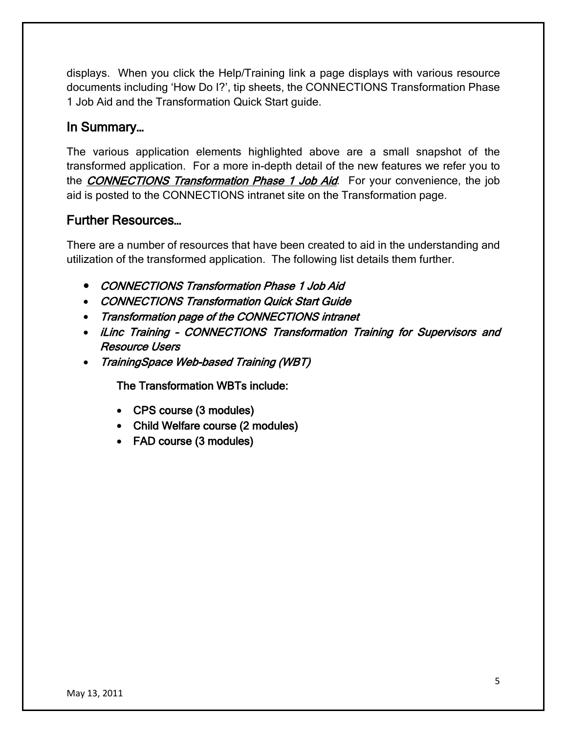displays. When you click the Help/Training link a page displays with various resource documents including 'How Do I?', tip sheets, the CONNECTIONS Transformation Phase 1 Job Aid and the Transformation Quick Start guide.

## In Summary…

The various application elements highlighted above are a small snapshot of the transformed application. For a more in-depth detail of the new features we refer you to the ***CONNECTIONS Transformation Phase 1 Job Aid***. For your convenience, the job aid is posted to the CONNECTIONS intranet site on the Transformation page.

## Further Resources…

There are a number of resources that have been created to aid in the understanding and utilization of the transformed application. The following list details them further.

- *CONNECTIONS Transformation Phase 1 Job Aid*
- *CONNECTIONS Transformation Quick Start Guide*
- *Transformation page of the CONNECTIONS intranet*
- *iLinc Training - CONNECTIONS Transformation Training for Supervisors and Resource Users*
- *TrainingSpace Web-based Training (WBT)*

  **The Transformation WBTs include:**

  - **CPS course (3 modules)**
  - **Child Welfare course (2 modules)**
  - **FAD course (3 modules)**

May 13, 2011